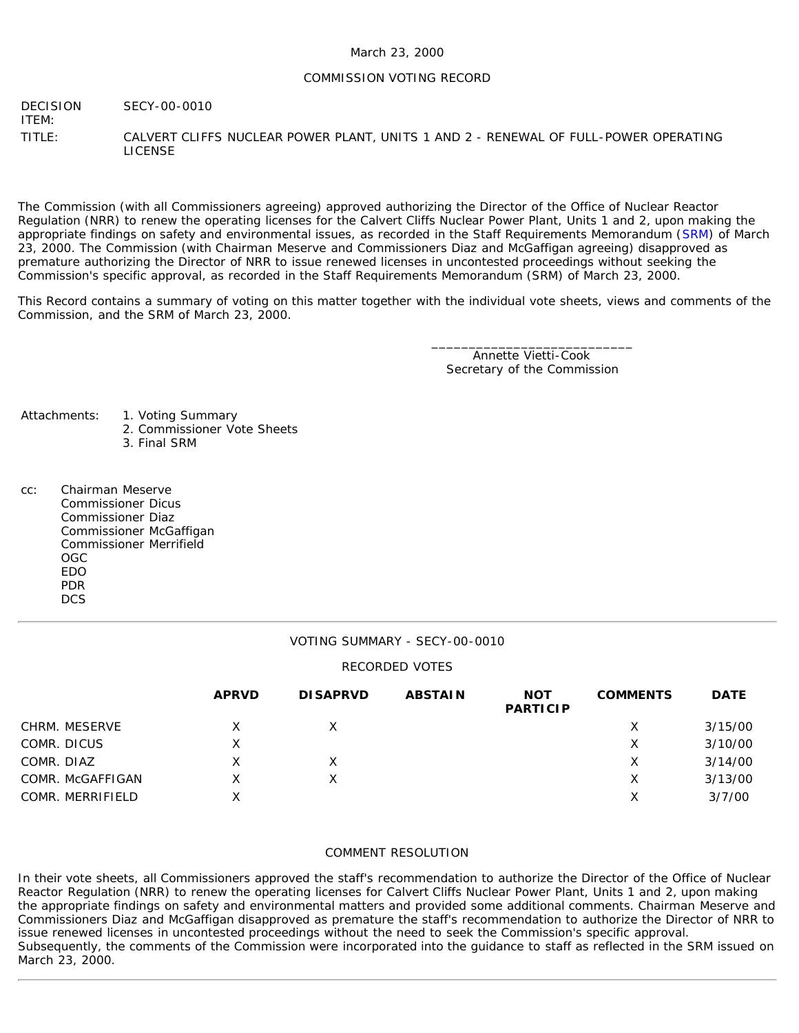March 23, 2000

COMMISSION VOTING RECORD

DECISION ITEM: SECY-00-0010

TITLE: CALVERT CLIFFS NUCLEAR POWER PLANT, UNITS 1 AND 2 - RENEWAL OF FULL-POWER OPERATING LICENSE

The Commission (with all Commissioners agreeing) approved authorizing the Director of the Office of Nuclear Reactor Regulation (NRR) to renew the operating licenses for the Calvert Cliffs Nuclear Power Plant, Units 1 and 2, upon making the appropriate findings on safety and environmental issues, as recorded in the Staff Requirements Memorandum (SRM) of March 23, 2000. The Commission (with Chairman Meserve and Commissioners Diaz and McGaffigan agreeing) disapproved as premature authorizing the Director of NRR to issue renewed licenses in uncontested proceedings without seeking the Commission's specific approval, as recorded in the Staff Requirements Memorandum (SRM) of March 23, 2000.

This Record contains a summary of voting on this matter together with the individual vote sheets, views and comments of the Commission, and the SRM of March 23, 2000.

\_\_\_\_\_\_\_\_\_\_\_\_\_\_\_\_\_\_\_\_\_\_\_\_\_\_\_
Annette Vietti-Cook
Secretary of the Commission

Attachments:
1. Voting Summary
2. Commissioner Vote Sheets
3. Final SRM

cc:
Chairman Meserve
Commissioner Dicus
Commissioner Diaz
Commissioner McGaffigan
Commissioner Merrifield
OGC
EDO
PDR
DCS

---

VOTING SUMMARY - SECY-00-0010

RECORDED VOTES

| | APRVD | DISAPRVD | ABSTAIN | NOT PARTICIP | COMMENTS | DATE |
|---|---|---|---|---|---|---|
| CHRM. MESERVE | X | X | | | X | 3/15/00 |
| COMR. DICUS | X | | | | X | 3/10/00 |
| COMR. DIAZ | X | X | | | X | 3/14/00 |
| COMR. McGAFFIGAN | X | X | | | X | 3/13/00 |
| COMR. MERRIFIELD | X | | | | X | 3/7/00 |

COMMENT RESOLUTION

In their vote sheets, all Commissioners approved the staff's recommendation to authorize the Director of the Office of Nuclear Reactor Regulation (NRR) to renew the operating licenses for Calvert Cliffs Nuclear Power Plant, Units 1 and 2, upon making the appropriate findings on safety and environmental matters and provided some additional comments. Chairman Meserve and Commissioners Diaz and McGaffigan disapproved as premature the staff's recommendation to authorize the Director of NRR to issue renewed licenses in uncontested proceedings without the need to seek the Commission's specific approval. Subsequently, the comments of the Commission were incorporated into the guidance to staff as reflected in the SRM issued on March 23, 2000.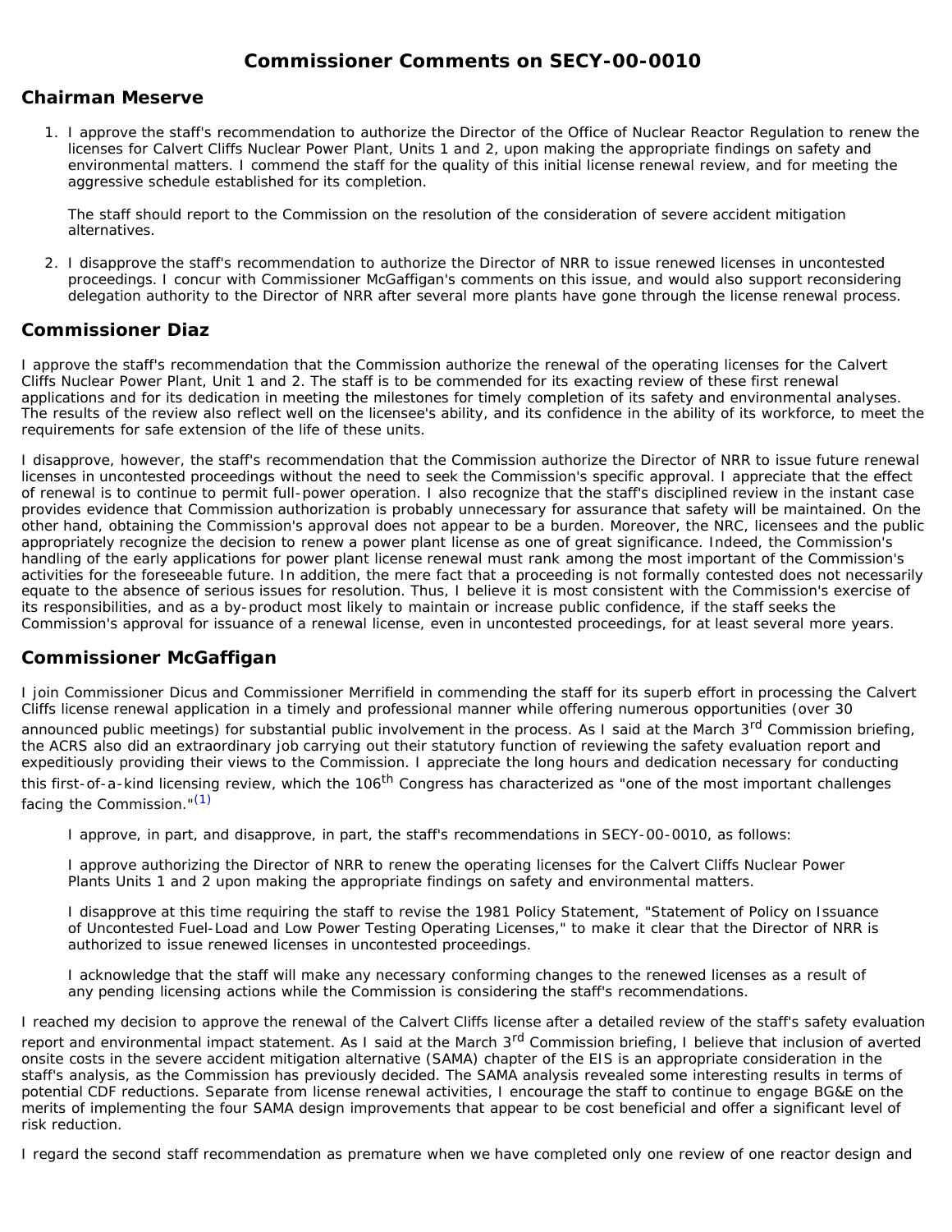# Commissioner Comments on SECY-00-0010

## Chairman Meserve

1. I approve the staff's recommendation to authorize the Director of the Office of Nuclear Reactor Regulation to renew the licenses for Calvert Cliffs Nuclear Power Plant, Units 1 and 2, upon making the appropriate findings on safety and environmental matters. I commend the staff for the quality of this initial license renewal review, and for meeting the aggressive schedule established for its completion.

   The staff should report to the Commission on the resolution of the consideration of severe accident mitigation alternatives.

2. I disapprove the staff's recommendation to authorize the Director of NRR to issue renewed licenses in uncontested proceedings. I concur with Commissioner McGaffigan's comments on this issue, and would also support reconsidering delegation authority to the Director of NRR after several more plants have gone through the license renewal process.

## Commissioner Diaz

I approve the staff's recommendation that the Commission authorize the renewal of the operating licenses for the Calvert Cliffs Nuclear Power Plant, Unit 1 and 2. The staff is to be commended for its exacting review of these first renewal applications and for its dedication in meeting the milestones for timely completion of its safety and environmental analyses. The results of the review also reflect well on the licensee's ability, and its confidence in the ability of its workforce, to meet the requirements for safe extension of the life of these units.

I disapprove, however, the staff's recommendation that the Commission authorize the Director of NRR to issue future renewal licenses in uncontested proceedings without the need to seek the Commission's specific approval. I appreciate that the effect of renewal is to continue to permit full-power operation. I also recognize that the staff's disciplined review in the instant case provides evidence that Commission authorization is probably unnecessary for assurance that safety will be maintained. On the other hand, obtaining the Commission's approval does not appear to be a burden. Moreover, the NRC, licensees and the public appropriately recognize the decision to renew a power plant license as one of great significance. Indeed, the Commission's handling of the early applications for power plant license renewal must rank among the most important of the Commission's activities for the foreseeable future. In addition, the mere fact that a proceeding is not formally contested does not necessarily equate to the absence of serious issues for resolution. Thus, I believe it is most consistent with the Commission's exercise of its responsibilities, and as a by-product most likely to maintain or increase public confidence, if the staff seeks the Commission's approval for issuance of a renewal license, even in uncontested proceedings, for at least several more years.

## Commissioner McGaffigan

I join Commissioner Dicus and Commissioner Merrifield in commending the staff for its superb effort in processing the Calvert Cliffs license renewal application in a timely and professional manner while offering numerous opportunities (over 30 announced public meetings) for substantial public involvement in the process. As I said at the March 3rd Commission briefing, the ACRS also did an extraordinary job carrying out their statutory function of reviewing the safety evaluation report and expeditiously providing their views to the Commission. I appreciate the long hours and dedication necessary for conducting this first-of-a-kind licensing review, which the 106th Congress has characterized as "one of the most important challenges facing the Commission."[(1)]

> I approve, in part, and disapprove, in part, the staff's recommendations in SECY-00-0010, as follows:
>
> I approve authorizing the Director of NRR to renew the operating licenses for the Calvert Cliffs Nuclear Power Plants Units 1 and 2 upon making the appropriate findings on safety and environmental matters.
>
> I disapprove at this time requiring the staff to revise the 1981 Policy Statement, "Statement of Policy on Issuance of Uncontested Fuel-Load and Low Power Testing Operating Licenses," to make it clear that the Director of NRR is authorized to issue renewed licenses in uncontested proceedings.
>
> I acknowledge that the staff will make any necessary conforming changes to the renewed licenses as a result of any pending licensing actions while the Commission is considering the staff's recommendations.

I reached my decision to approve the renewal of the Calvert Cliffs license after a detailed review of the staff's safety evaluation report and environmental impact statement. As I said at the March 3rd Commission briefing, I believe that inclusion of averted onsite costs in the severe accident mitigation alternative (SAMA) chapter of the EIS is an appropriate consideration in the staff's analysis, as the Commission has previously decided. The SAMA analysis revealed some interesting results in terms of potential CDF reductions. Separate from license renewal activities, I encourage the staff to continue to engage BG&E on the merits of implementing the four SAMA design improvements that appear to be cost beneficial and offer a significant level of risk reduction.

I regard the second staff recommendation as premature when we have completed only one review of one reactor design and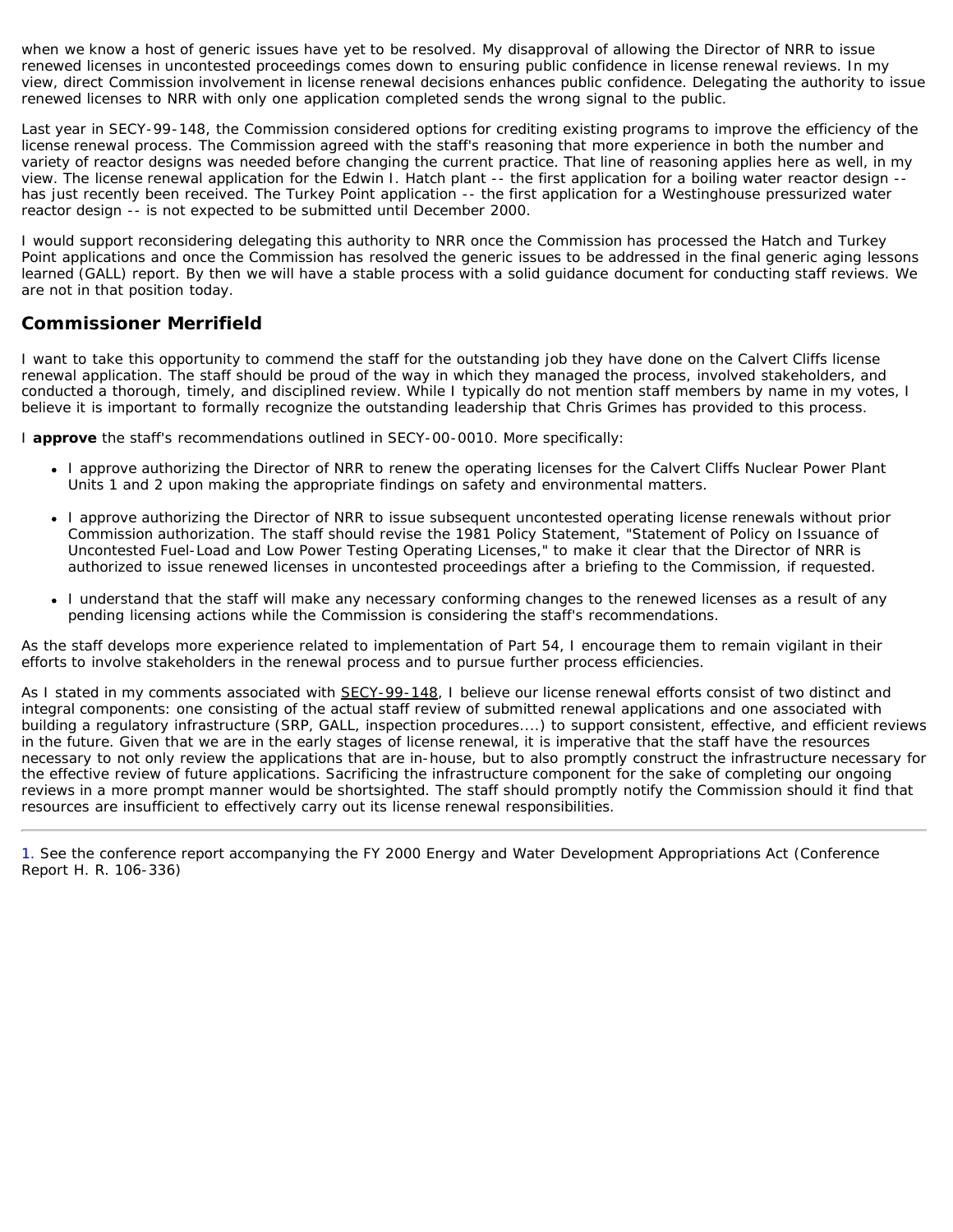when we know a host of generic issues have yet to be resolved. My disapproval of allowing the Director of NRR to issue renewed licenses in uncontested proceedings comes down to ensuring public confidence in license renewal reviews. In my view, direct Commission involvement in license renewal decisions enhances public confidence. Delegating the authority to issue renewed licenses to NRR with only one application completed sends the wrong signal to the public.

Last year in SECY-99-148, the Commission considered options for crediting existing programs to improve the efficiency of the license renewal process. The Commission agreed with the staff's reasoning that more experience in both the number and variety of reactor designs was needed before changing the current practice. That line of reasoning applies here as well, in my view. The license renewal application for the Edwin I. Hatch plant -- the first application for a boiling water reactor design -- has just recently been received. The Turkey Point application -- the first application for a Westinghouse pressurized water reactor design -- is not expected to be submitted until December 2000.

I would support reconsidering delegating this authority to NRR once the Commission has processed the Hatch and Turkey Point applications and once the Commission has resolved the generic issues to be addressed in the final generic aging lessons learned (GALL) report. By then we will have a stable process with a solid guidance document for conducting staff reviews. We are not in that position today.

## Commissioner Merrifield

I want to take this opportunity to commend the staff for the outstanding job they have done on the Calvert Cliffs license renewal application. The staff should be proud of the way in which they managed the process, involved stakeholders, and conducted a thorough, timely, and disciplined review. While I typically do not mention staff members by name in my votes, I believe it is important to formally recognize the outstanding leadership that Chris Grimes has provided to this process.

I **approve** the staff's recommendations outlined in SECY-00-0010. More specifically:

- I approve authorizing the Director of NRR to renew the operating licenses for the Calvert Cliffs Nuclear Power Plant Units 1 and 2 upon making the appropriate findings on safety and environmental matters.
- I approve authorizing the Director of NRR to issue subsequent uncontested operating license renewals without prior Commission authorization. The staff should revise the 1981 Policy Statement, "Statement of Policy on Issuance of Uncontested Fuel-Load and Low Power Testing Operating Licenses," to make it clear that the Director of NRR is authorized to issue renewed licenses in uncontested proceedings after a briefing to the Commission, if requested.
- I understand that the staff will make any necessary conforming changes to the renewed licenses as a result of any pending licensing actions while the Commission is considering the staff's recommendations.

As the staff develops more experience related to implementation of Part 54, I encourage them to remain vigilant in their efforts to involve stakeholders in the renewal process and to pursue further process efficiencies.

As I stated in my comments associated with SECY-99-148, I believe our license renewal efforts consist of two distinct and integral components: one consisting of the actual staff review of submitted renewal applications and one associated with building a regulatory infrastructure (SRP, GALL, inspection procedures....) to support consistent, effective, and efficient reviews in the future. Given that we are in the early stages of license renewal, it is imperative that the staff have the resources necessary to not only review the applications that are in-house, but to also promptly construct the infrastructure necessary for the effective review of future applications. Sacrificing the infrastructure component for the sake of completing our ongoing reviews in a more prompt manner would be shortsighted. The staff should promptly notify the Commission should it find that resources are insufficient to effectively carry out its license renewal responsibilities.

---

1. See the conference report accompanying the FY 2000 Energy and Water Development Appropriations Act (Conference Report H. R. 106-336)